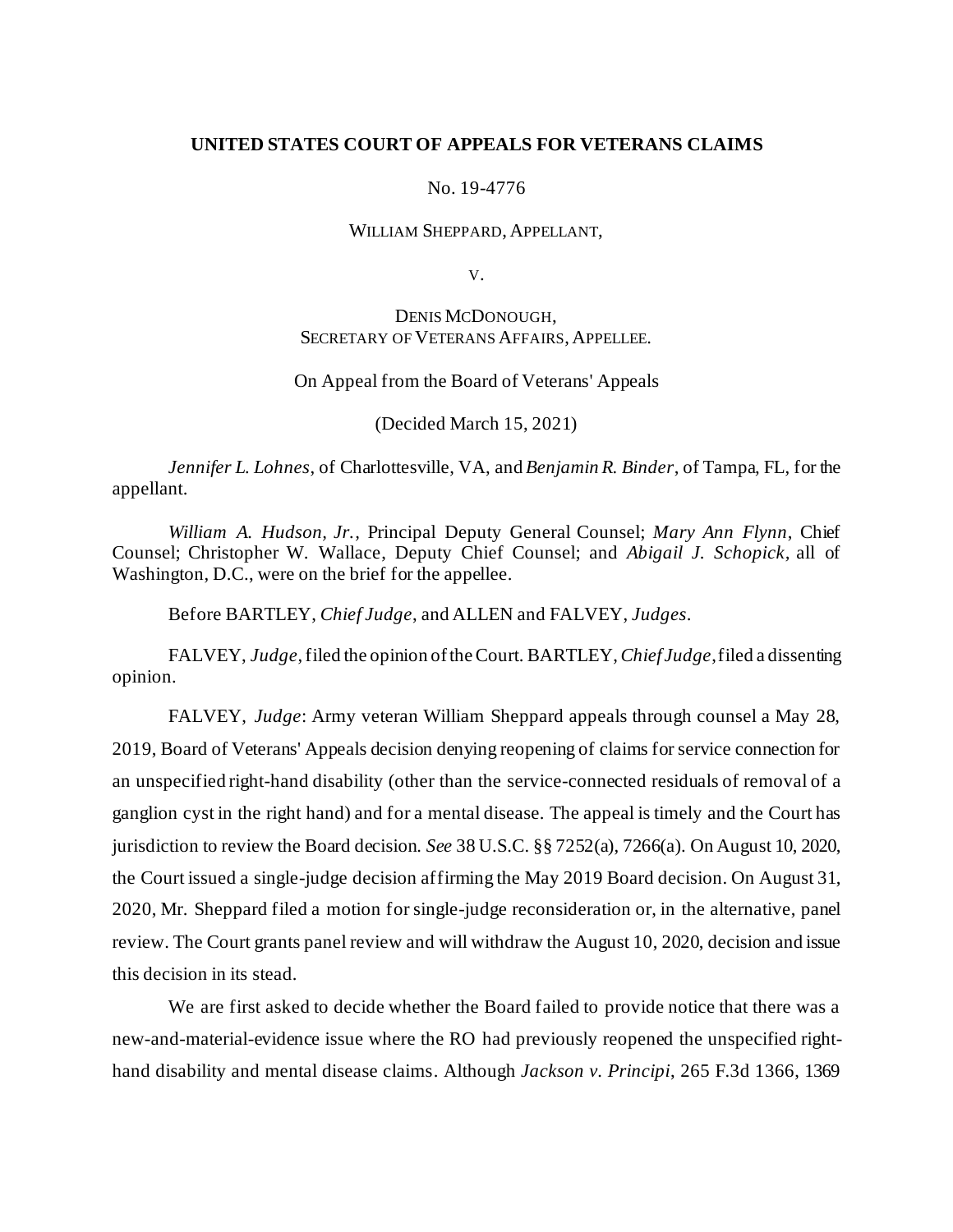**UNITED STATES COURT OF APPEALS FOR VETERANS CLAIMS**

No. 19-4776

WILLIAM SHEPPARD, APPELLANT,

V.

DENIS MCDONOUGH,
SECRETARY OF VETERANS AFFAIRS, APPELLEE.

On Appeal from the Board of Veterans' Appeals

(Decided March 15, 2021)

*Jennifer L. Lohnes*, of Charlottesville, VA, and *Benjamin R. Binder*, of Tampa, FL, for the appellant.

*William A. Hudson, Jr.*, Principal Deputy General Counsel; *Mary Ann Flynn*, Chief Counsel; Christopher W. Wallace, Deputy Chief Counsel; and *Abigail J. Schopick*, all of Washington, D.C., were on the brief for the appellee.

Before BARTLEY, *Chief Judge*, and ALLEN and FALVEY, *Judges*.

FALVEY, *Judge*, filed the opinion of the Court. BARTLEY, *Chief Judge*, filed a dissenting opinion.

FALVEY, *Judge*: Army veteran William Sheppard appeals through counsel a May 28, 2019, Board of Veterans' Appeals decision denying reopening of claims for service connection for an unspecified right-hand disability (other than the service-connected residuals of removal of a ganglion cyst in the right hand) and for a mental disease. The appeal is timely and the Court has jurisdiction to review the Board decision. *See* 38 U.S.C. §§ 7252(a), 7266(a). On August 10, 2020, the Court issued a single-judge decision affirming the May 2019 Board decision. On August 31, 2020, Mr. Sheppard filed a motion for single-judge reconsideration or, in the alternative, panel review. The Court grants panel review and will withdraw the August 10, 2020, decision and issue this decision in its stead.

We are first asked to decide whether the Board failed to provide notice that there was a new-and-material-evidence issue where the RO had previously reopened the unspecified right-hand disability and mental disease claims. Although *Jackson v. Principi*, 265 F.3d 1366, 1369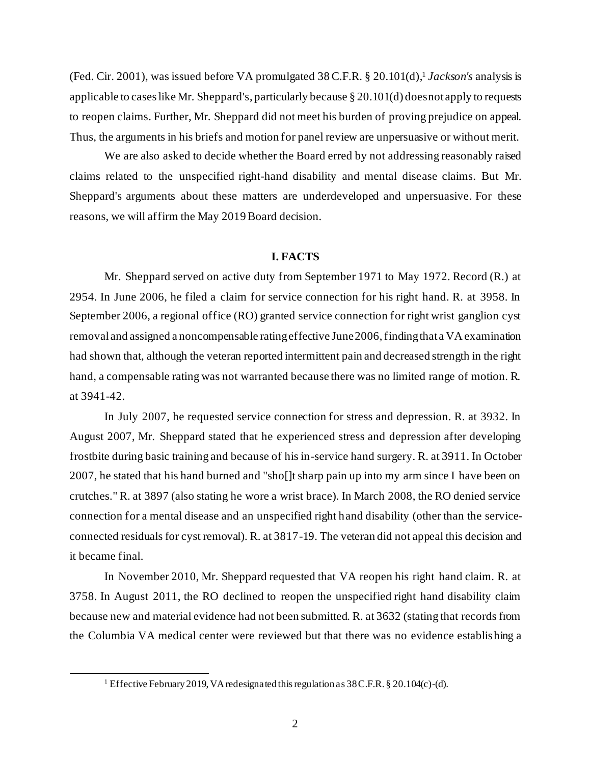(Fed. Cir. 2001), was issued before VA promulgated 38 C.F.R. § 20.101(d),[1] *Jackson's* analysis is applicable to cases like Mr. Sheppard's, particularly because § 20.101(d) does not apply to requests to reopen claims. Further, Mr. Sheppard did not meet his burden of proving prejudice on appeal. Thus, the arguments in his briefs and motion for panel review are unpersuasive or without merit.

We are also asked to decide whether the Board erred by not addressing reasonably raised claims related to the unspecified right-hand disability and mental disease claims. But Mr. Sheppard's arguments about these matters are underdeveloped and unpersuasive. For these reasons, we will affirm the May 2019 Board decision.

## I. FACTS

Mr. Sheppard served on active duty from September 1971 to May 1972. Record (R.) at 2954. In June 2006, he filed a claim for service connection for his right hand. R. at 3958. In September 2006, a regional office (RO) granted service connection for right wrist ganglion cyst removal and assigned a noncompensable rating effective June 2006, finding that a VA examination had shown that, although the veteran reported intermittent pain and decreased strength in the right hand, a compensable rating was not warranted because there was no limited range of motion. R. at 3941-42.

In July 2007, he requested service connection for stress and depression. R. at 3932. In August 2007, Mr. Sheppard stated that he experienced stress and depression after developing frostbite during basic training and because of his in-service hand surgery. R. at 3911. In October 2007, he stated that his hand burned and "sho[]t sharp pain up into my arm since I have been on crutches." R. at 3897 (also stating he wore a wrist brace). In March 2008, the RO denied service connection for a mental disease and an unspecified right hand disability (other than the service-connected residuals for cyst removal). R. at 3817-19. The veteran did not appeal this decision and it became final.

In November 2010, Mr. Sheppard requested that VA reopen his right hand claim. R. at 3758. In August 2011, the RO declined to reopen the unspecified right hand disability claim because new and material evidence had not been submitted. R. at 3632 (stating that records from the Columbia VA medical center were reviewed but that there was no evidence establishing a

[1] Effective February 2019, VA redesignated this regulation as 38 C.F.R. § 20.104(c)-(d).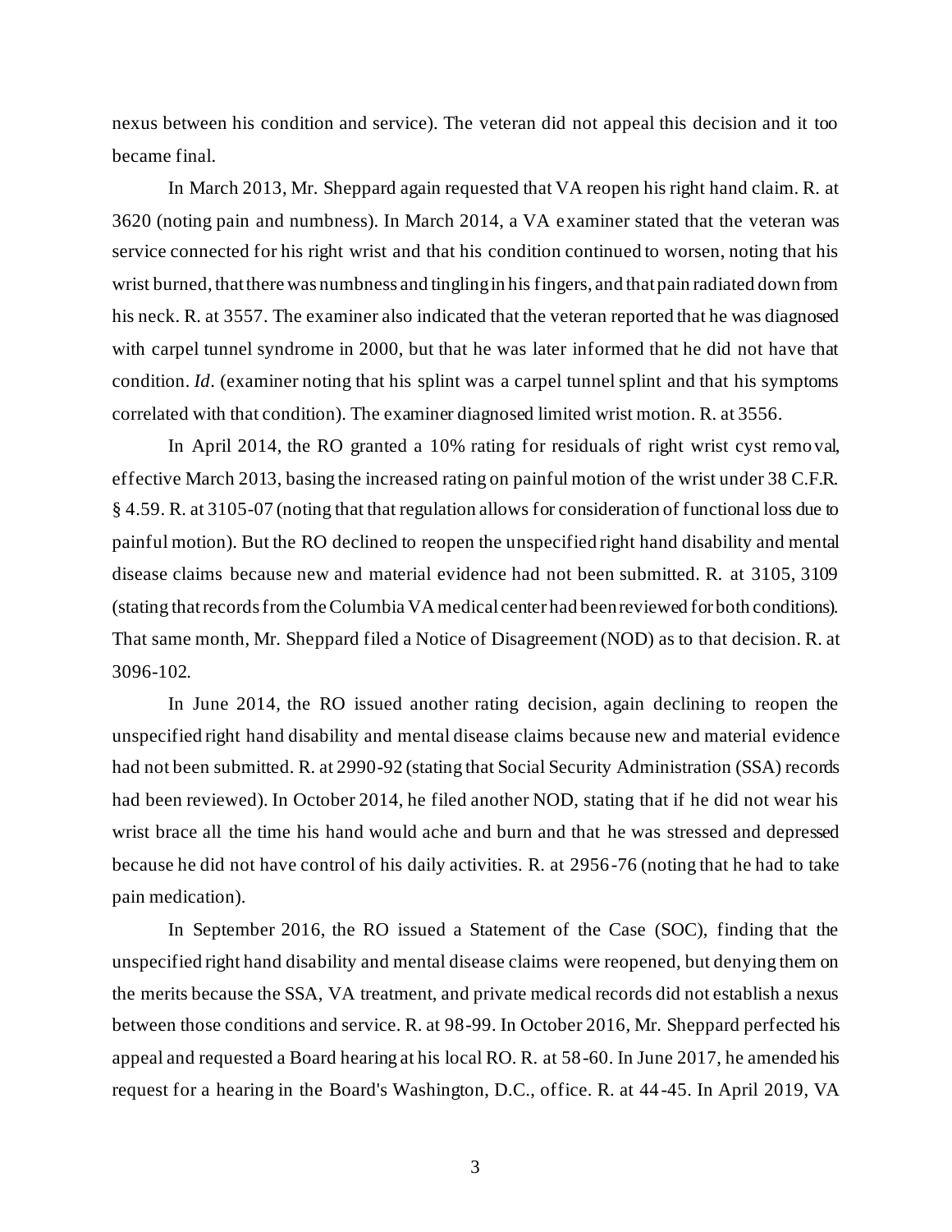nexus between his condition and service). The veteran did not appeal this decision and it too became final.

In March 2013, Mr. Sheppard again requested that VA reopen his right hand claim. R. at 3620 (noting pain and numbness). In March 2014, a VA examiner stated that the veteran was service connected for his right wrist and that his condition continued to worsen, noting that his wrist burned, that there was numbness and tingling in his fingers, and that pain radiated down from his neck. R. at 3557. The examiner also indicated that the veteran reported that he was diagnosed with carpel tunnel syndrome in 2000, but that he was later informed that he did not have that condition. *Id*. (examiner noting that his splint was a carpel tunnel splint and that his symptoms correlated with that condition). The examiner diagnosed limited wrist motion. R. at 3556.

In April 2014, the RO granted a 10% rating for residuals of right wrist cyst removal, effective March 2013, basing the increased rating on painful motion of the wrist under 38 C.F.R. § 4.59. R. at 3105-07 (noting that that regulation allows for consideration of functional loss due to painful motion). But the RO declined to reopen the unspecified right hand disability and mental disease claims because new and material evidence had not been submitted. R. at 3105, 3109 (stating that records from the Columbia VA medical center had been reviewed for both conditions). That same month, Mr. Sheppard filed a Notice of Disagreement (NOD) as to that decision. R. at 3096-102.

In June 2014, the RO issued another rating decision, again declining to reopen the unspecified right hand disability and mental disease claims because new and material evidence had not been submitted. R. at 2990-92 (stating that Social Security Administration (SSA) records had been reviewed). In October 2014, he filed another NOD, stating that if he did not wear his wrist brace all the time his hand would ache and burn and that he was stressed and depressed because he did not have control of his daily activities. R. at 2956-76 (noting that he had to take pain medication).

In September 2016, the RO issued a Statement of the Case (SOC), finding that the unspecified right hand disability and mental disease claims were reopened, but denying them on the merits because the SSA, VA treatment, and private medical records did not establish a nexus between those conditions and service. R. at 98-99. In October 2016, Mr. Sheppard perfected his appeal and requested a Board hearing at his local RO. R. at 58-60. In June 2017, he amended his request for a hearing in the Board's Washington, D.C., office. R. at 44-45. In April 2019, VA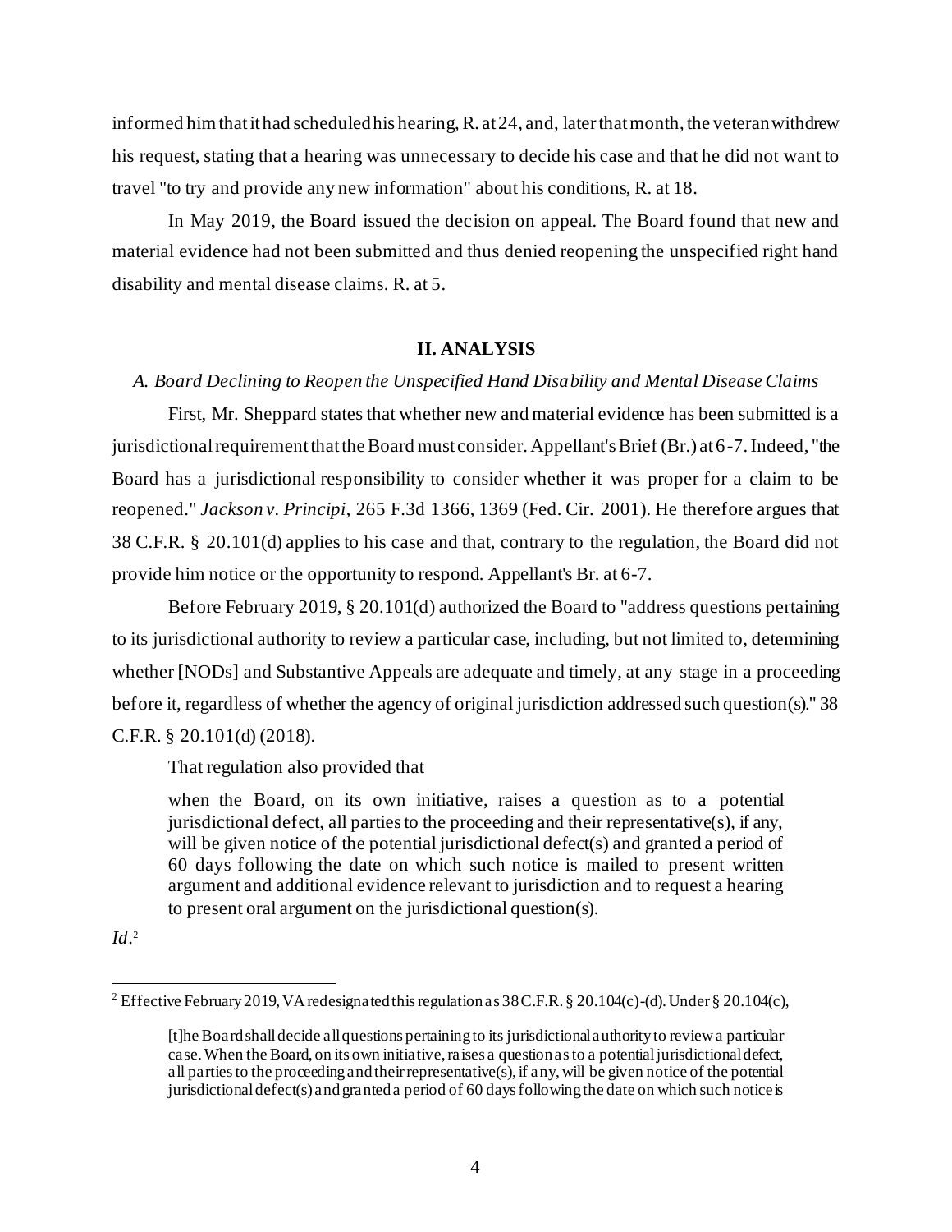informed him that it had scheduled his hearing, R. at 24, and, later that month, the veteran withdrew his request, stating that a hearing was unnecessary to decide his case and that he did not want to travel "to try and provide any new information" about his conditions, R. at 18.

In May 2019, the Board issued the decision on appeal. The Board found that new and material evidence had not been submitted and thus denied reopening the unspecified right hand disability and mental disease claims. R. at 5.

## II. ANALYSIS

### *A. Board Declining to Reopen the Unspecified Hand Disability and Mental Disease Claims*

First, Mr. Sheppard states that whether new and material evidence has been submitted is a jurisdictional requirement that the Board must consider. Appellant's Brief (Br.) at 6-7. Indeed, "the Board has a jurisdictional responsibility to consider whether it was proper for a claim to be reopened." *Jackson v. Principi*, 265 F.3d 1366, 1369 (Fed. Cir. 2001). He therefore argues that 38 C.F.R. § 20.101(d) applies to his case and that, contrary to the regulation, the Board did not provide him notice or the opportunity to respond. Appellant's Br. at 6-7.

Before February 2019, § 20.101(d) authorized the Board to "address questions pertaining to its jurisdictional authority to review a particular case, including, but not limited to, determining whether [NODs] and Substantive Appeals are adequate and timely, at any stage in a proceeding before it, regardless of whether the agency of original jurisdiction addressed such question(s)." 38 C.F.R. § 20.101(d) (2018).

That regulation also provided that

> when the Board, on its own initiative, raises a question as to a potential jurisdictional defect, all parties to the proceeding and their representative(s), if any, will be given notice of the potential jurisdictional defect(s) and granted a period of 60 days following the date on which such notice is mailed to present written argument and additional evidence relevant to jurisdiction and to request a hearing to present oral argument on the jurisdictional question(s).

*Id*.[2]

---

[2] Effective February 2019, VA redesignated this regulation as 38 C.F.R. § 20.104(c)-(d). Under § 20.104(c),

> [t]he Board shall decide all questions pertaining to its jurisdictional authority to review a particular case. When the Board, on its own initiative, raises a question as to a potential jurisdictional defect, all parties to the proceeding and their representative(s), if any, will be given notice of the potential jurisdictional defect(s) and granted a period of 60 days following the date on which such notice is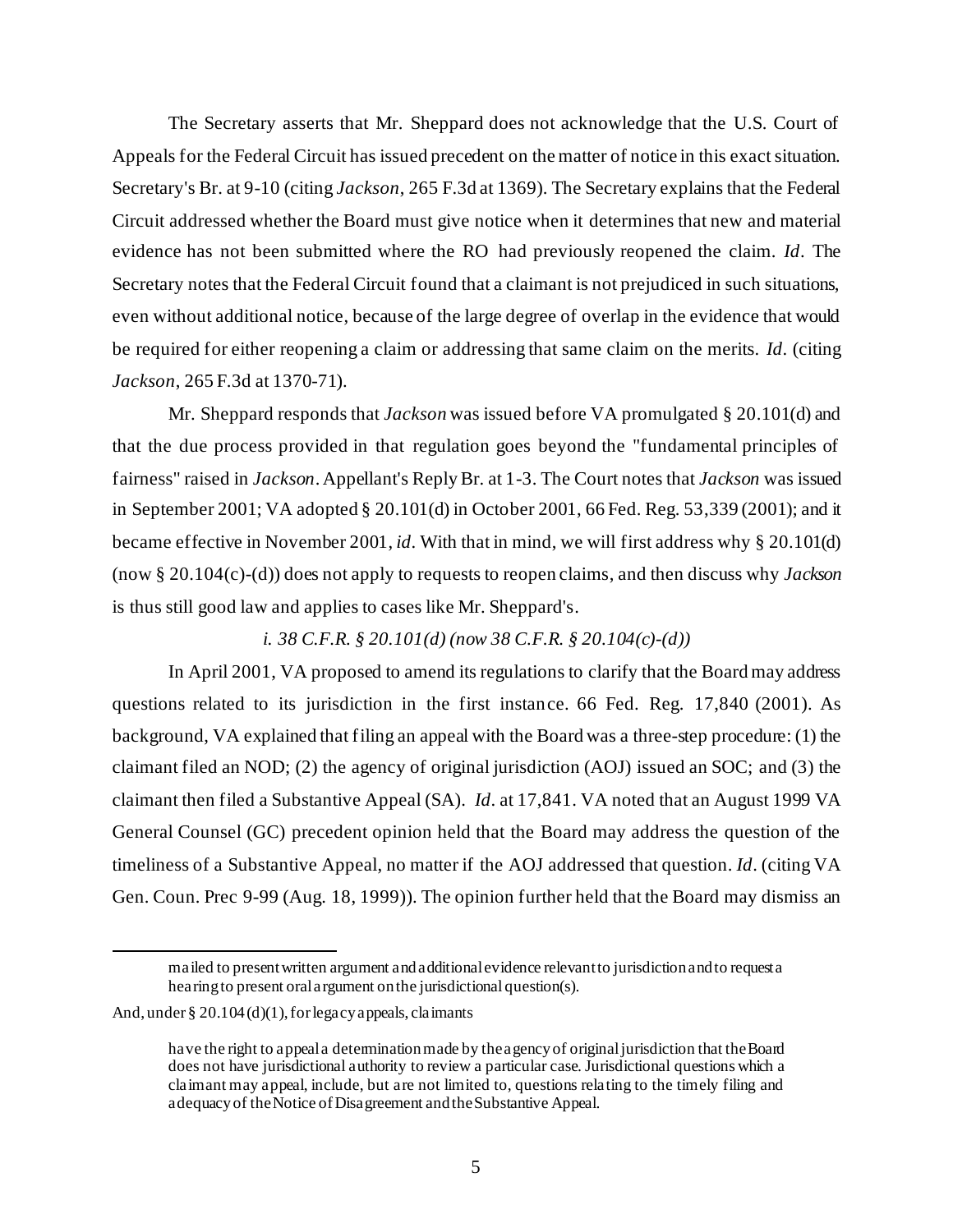The Secretary asserts that Mr. Sheppard does not acknowledge that the U.S. Court of Appeals for the Federal Circuit has issued precedent on the matter of notice in this exact situation. Secretary's Br. at 9-10 (citing *Jackson*, 265 F.3d at 1369). The Secretary explains that the Federal Circuit addressed whether the Board must give notice when it determines that new and material evidence has not been submitted where the RO had previously reopened the claim. *Id*. The Secretary notes that the Federal Circuit found that a claimant is not prejudiced in such situations, even without additional notice, because of the large degree of overlap in the evidence that would be required for either reopening a claim or addressing that same claim on the merits. *Id*. (citing *Jackson*, 265 F.3d at 1370-71).

Mr. Sheppard responds that *Jackson* was issued before VA promulgated § 20.101(d) and that the due process provided in that regulation goes beyond the "fundamental principles of fairness" raised in *Jackson*. Appellant's Reply Br. at 1-3. The Court notes that *Jackson* was issued in September 2001; VA adopted § 20.101(d) in October 2001, 66 Fed. Reg. 53,339 (2001); and it became effective in November 2001, *id*. With that in mind, we will first address why § 20.101(d) (now § 20.104(c)-(d)) does not apply to requests to reopen claims, and then discuss why *Jackson* is thus still good law and applies to cases like Mr. Sheppard's.

*i. 38 C.F.R. § 20.101(d) (now 38 C.F.R. § 20.104(c)-(d))*

In April 2001, VA proposed to amend its regulations to clarify that the Board may address questions related to its jurisdiction in the first instance. 66 Fed. Reg. 17,840 (2001). As background, VA explained that filing an appeal with the Board was a three-step procedure: (1) the claimant filed an NOD; (2) the agency of original jurisdiction (AOJ) issued an SOC; and (3) the claimant then filed a Substantive Appeal (SA). *Id*. at 17,841. VA noted that an August 1999 VA General Counsel (GC) precedent opinion held that the Board may address the question of the timeliness of a Substantive Appeal, no matter if the AOJ addressed that question. *Id*. (citing VA Gen. Coun. Prec 9-99 (Aug. 18, 1999)). The opinion further held that the Board may dismiss an

---

> mailed to present written argument and additional evidence relevant to jurisdiction and to request a hearing to present oral argument on the jurisdictional question(s).

And, under § 20.104(d)(1), for legacy appeals, claimants

> have the right to appeal a determination made by the agency of original jurisdiction that the Board does not have jurisdictional authority to review a particular case. Jurisdictional questions which a claimant may appeal, include, but are not limited to, questions relating to the timely filing and adequacy of the Notice of Disagreement and the Substantive Appeal.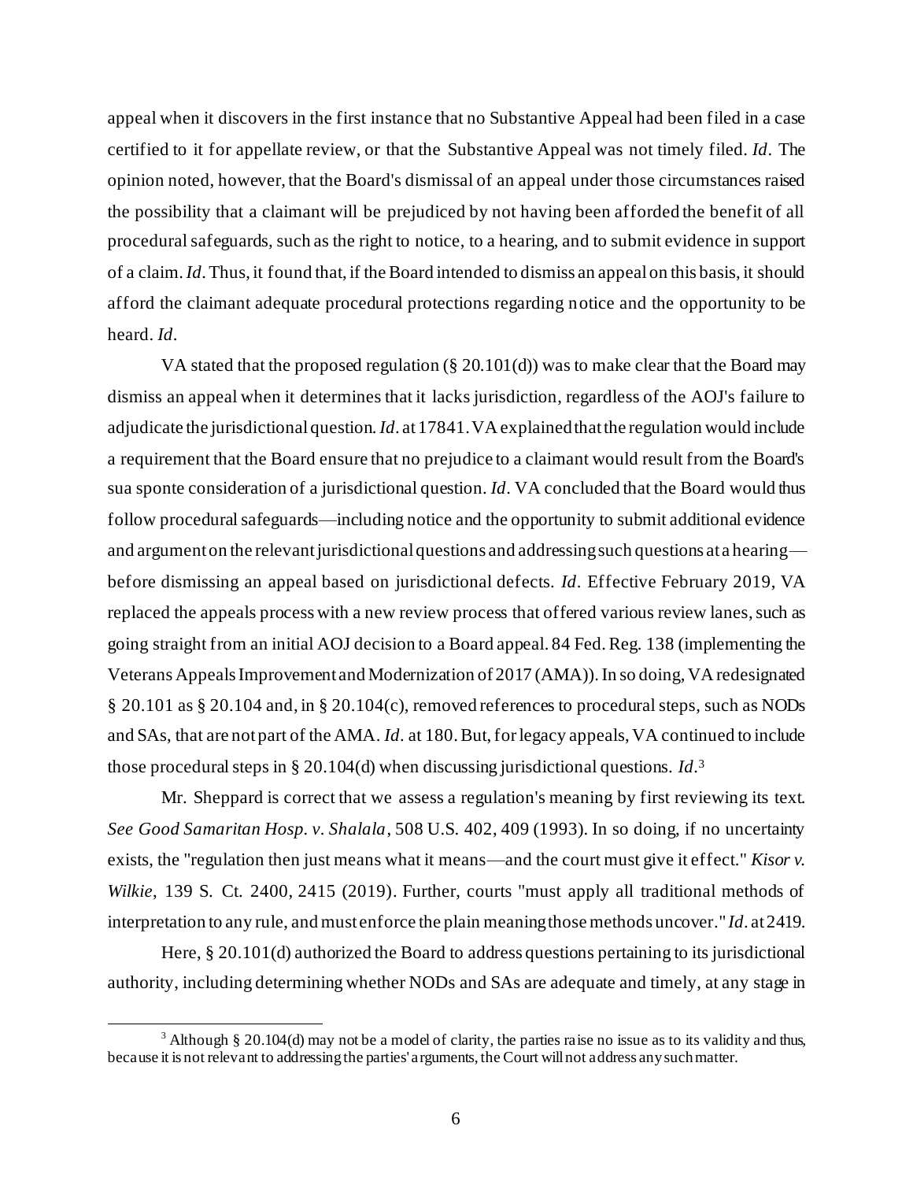appeal when it discovers in the first instance that no Substantive Appeal had been filed in a case certified to it for appellate review, or that the Substantive Appeal was not timely filed. *Id*. The opinion noted, however, that the Board's dismissal of an appeal under those circumstances raised the possibility that a claimant will be prejudiced by not having been afforded the benefit of all procedural safeguards, such as the right to notice, to a hearing, and to submit evidence in support of a claim. *Id*. Thus, it found that, if the Board intended to dismiss an appeal on this basis, it should afford the claimant adequate procedural protections regarding notice and the opportunity to be heard. *Id*.

VA stated that the proposed regulation (§ 20.101(d)) was to make clear that the Board may dismiss an appeal when it determines that it lacks jurisdiction, regardless of the AOJ's failure to adjudicate the jurisdictional question. *Id*. at 17841. VA explained that the regulation would include a requirement that the Board ensure that no prejudice to a claimant would result from the Board's sua sponte consideration of a jurisdictional question. *Id*. VA concluded that the Board would thus follow procedural safeguards—including notice and the opportunity to submit additional evidence and argument on the relevant jurisdictional questions and addressing such questions at a hearing—before dismissing an appeal based on jurisdictional defects. *Id*. Effective February 2019, VA replaced the appeals process with a new review process that offered various review lanes, such as going straight from an initial AOJ decision to a Board appeal. 84 Fed. Reg. 138 (implementing the Veterans Appeals Improvement and Modernization of 2017 (AMA)). In so doing, VA redesignated § 20.101 as § 20.104 and, in § 20.104(c), removed references to procedural steps, such as NODs and SAs, that are not part of the AMA. *Id*. at 180. But, for legacy appeals, VA continued to include those procedural steps in § 20.104(d) when discussing jurisdictional questions. *Id*.[3]

Mr. Sheppard is correct that we assess a regulation's meaning by first reviewing its text. *See Good Samaritan Hosp. v. Shalala*, 508 U.S. 402, 409 (1993). In so doing, if no uncertainty exists, the "regulation then just means what it means—and the court must give it effect." *Kisor v. Wilkie*, 139 S. Ct. 2400, 2415 (2019). Further, courts "must apply all traditional methods of interpretation to any rule, and must enforce the plain meaning those methods uncover." *Id*. at 2419.

Here, § 20.101(d) authorized the Board to address questions pertaining to its jurisdictional authority, including determining whether NODs and SAs are adequate and timely, at any stage in

[3] Although § 20.104(d) may not be a model of clarity, the parties raise no issue as to its validity and thus, because it is not relevant to addressing the parties' arguments, the Court will not address any such matter.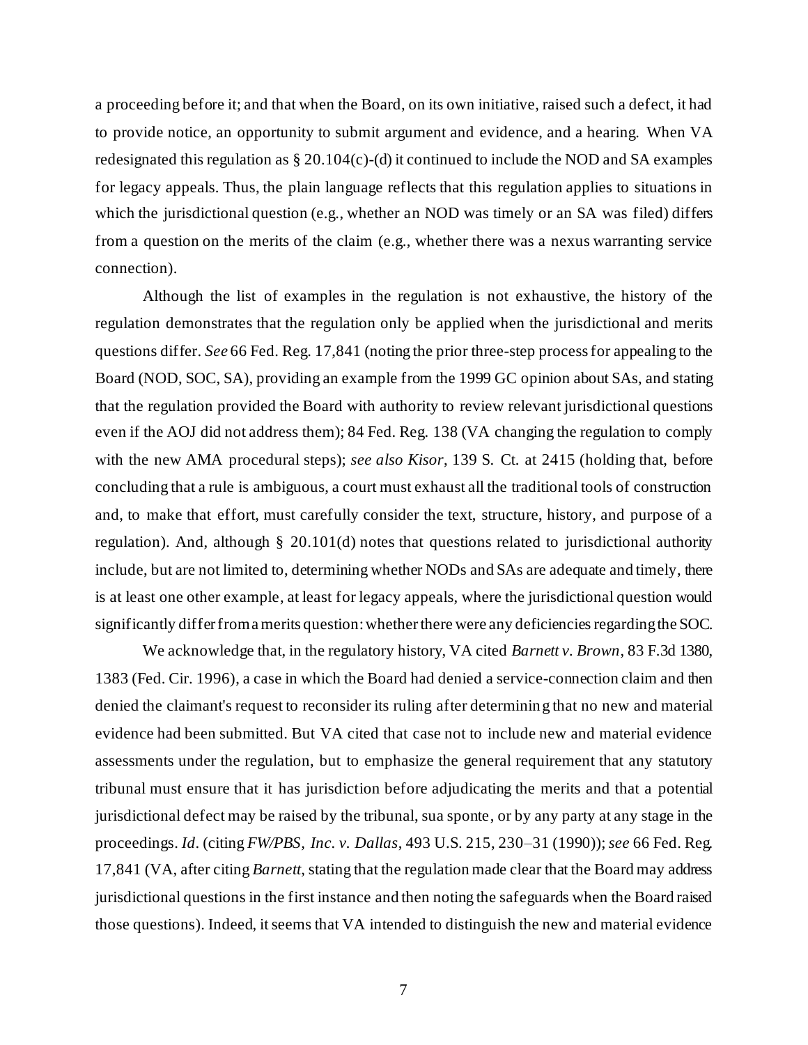a proceeding before it; and that when the Board, on its own initiative, raised such a defect, it had to provide notice, an opportunity to submit argument and evidence, and a hearing. When VA redesignated this regulation as § 20.104(c)-(d) it continued to include the NOD and SA examples for legacy appeals. Thus, the plain language reflects that this regulation applies to situations in which the jurisdictional question (e.g., whether an NOD was timely or an SA was filed) differs from a question on the merits of the claim (e.g., whether there was a nexus warranting service connection).

Although the list of examples in the regulation is not exhaustive, the history of the regulation demonstrates that the regulation only be applied when the jurisdictional and merits questions differ. *See* 66 Fed. Reg. 17,841 (noting the prior three-step process for appealing to the Board (NOD, SOC, SA), providing an example from the 1999 GC opinion about SAs, and stating that the regulation provided the Board with authority to review relevant jurisdictional questions even if the AOJ did not address them); 84 Fed. Reg. 138 (VA changing the regulation to comply with the new AMA procedural steps); *see also Kisor*, 139 S. Ct. at 2415 (holding that, before concluding that a rule is ambiguous, a court must exhaust all the traditional tools of construction and, to make that effort, must carefully consider the text, structure, history, and purpose of a regulation). And, although § 20.101(d) notes that questions related to jurisdictional authority include, but are not limited to, determining whether NODs and SAs are adequate and timely, there is at least one other example, at least for legacy appeals, where the jurisdictional question would significantly differ from a merits question: whether there were any deficiencies regarding the SOC.

We acknowledge that, in the regulatory history, VA cited *Barnett v. Brown*, 83 F.3d 1380, 1383 (Fed. Cir. 1996), a case in which the Board had denied a service-connection claim and then denied the claimant's request to reconsider its ruling after determining that no new and material evidence had been submitted. But VA cited that case not to include new and material evidence assessments under the regulation, but to emphasize the general requirement that any statutory tribunal must ensure that it has jurisdiction before adjudicating the merits and that a potential jurisdictional defect may be raised by the tribunal, sua sponte, or by any party at any stage in the proceedings. *Id.* (citing *FW/PBS, Inc. v. Dallas*, 493 U.S. 215, 230–31 (1990)); *see* 66 Fed. Reg. 17,841 (VA, after citing *Barnett*, stating that the regulation made clear that the Board may address jurisdictional questions in the first instance and then noting the safeguards when the Board raised those questions). Indeed, it seems that VA intended to distinguish the new and material evidence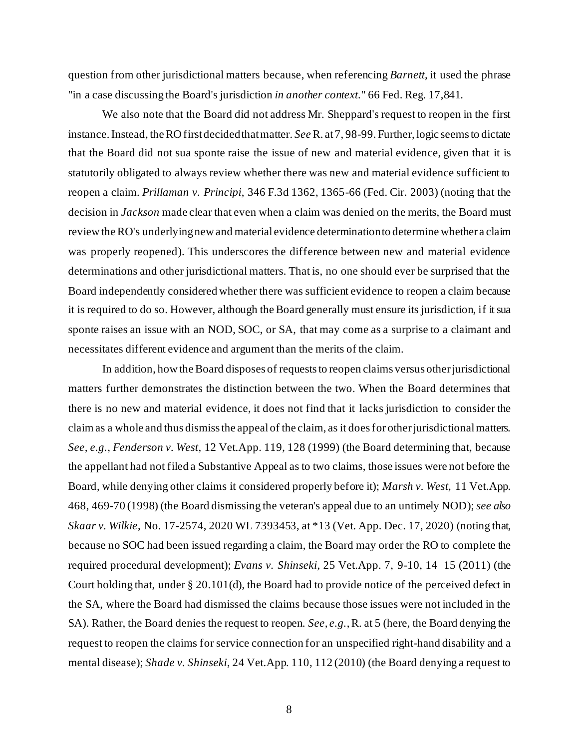question from other jurisdictional matters because, when referencing *Barnett*, it used the phrase "in a case discussing the Board's jurisdiction *in another context*." 66 Fed. Reg. 17,841.

We also note that the Board did not address Mr. Sheppard's request to reopen in the first instance. Instead, the RO first decided that matter. *See* R. at 7, 98-99. Further, logic seems to dictate that the Board did not sua sponte raise the issue of new and material evidence, given that it is statutorily obligated to always review whether there was new and material evidence sufficient to reopen a claim. *Prillaman v. Principi*, 346 F.3d 1362, 1365-66 (Fed. Cir. 2003) (noting that the decision in *Jackson* made clear that even when a claim was denied on the merits, the Board must review the RO's underlying new and material evidence determination to determine whether a claim was properly reopened). This underscores the difference between new and material evidence determinations and other jurisdictional matters. That is, no one should ever be surprised that the Board independently considered whether there was sufficient evidence to reopen a claim because it is required to do so. However, although the Board generally must ensure its jurisdiction, if it sua sponte raises an issue with an NOD, SOC, or SA, that may come as a surprise to a claimant and necessitates different evidence and argument than the merits of the claim.

In addition, how the Board disposes of requests to reopen claims versus other jurisdictional matters further demonstrates the distinction between the two. When the Board determines that there is no new and material evidence, it does not find that it lacks jurisdiction to consider the claim as a whole and thus dismiss the appeal of the claim, as it does for other jurisdictional matters. *See, e.g.*, *Fenderson v. West*, 12 Vet.App. 119, 128 (1999) (the Board determining that, because the appellant had not filed a Substantive Appeal as to two claims, those issues were not before the Board, while denying other claims it considered properly before it); *Marsh v. West*, 11 Vet.App. 468, 469-70 (1998) (the Board dismissing the veteran's appeal due to an untimely NOD); *see also Skaar v. Wilkie*, No. 17-2574, 2020 WL 7393453, at *13 (Vet. App. Dec. 17, 2020) (noting that, because no SOC had been issued regarding a claim, the Board may order the RO to complete the required procedural development); *Evans v. Shinseki*, 25 Vet.App. 7, 9-10, 14–15 (2011) (the Court holding that, under § 20.101(d), the Board had to provide notice of the perceived defect in the SA, where the Board had dismissed the claims because those issues were not included in the SA). Rather, the Board denies the request to reopen. *See, e.g.*, R. at 5 (here, the Board denying the request to reopen the claims for service connection for an unspecified right-hand disability and a mental disease); *Shade v. Shinseki*, 24 Vet.App. 110, 112 (2010) (the Board denying a request to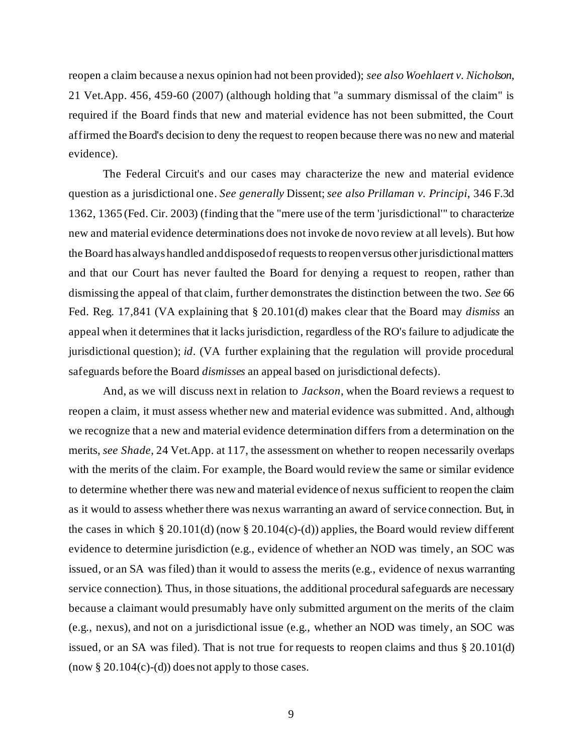reopen a claim because a nexus opinion had not been provided); *see also Woehlaert v. Nicholson*, 21 Vet.App. 456, 459-60 (2007) (although holding that "a summary dismissal of the claim" is required if the Board finds that new and material evidence has not been submitted, the Court affirmed the Board's decision to deny the request to reopen because there was no new and material evidence).

The Federal Circuit's and our cases may characterize the new and material evidence question as a jurisdictional one. *See generally* Dissent; *see also Prillaman v. Principi*, 346 F.3d 1362, 1365 (Fed. Cir. 2003) (finding that the "mere use of the term 'jurisdictional'" to characterize new and material evidence determinations does not invoke de novo review at all levels). But how the Board has always handled and disposed of requests to reopen versus other jurisdictional matters and that our Court has never faulted the Board for denying a request to reopen, rather than dismissing the appeal of that claim, further demonstrates the distinction between the two. *See* 66 Fed. Reg. 17,841 (VA explaining that § 20.101(d) makes clear that the Board may *dismiss* an appeal when it determines that it lacks jurisdiction, regardless of the RO's failure to adjudicate the jurisdictional question); *id*. (VA further explaining that the regulation will provide procedural safeguards before the Board *dismisses* an appeal based on jurisdictional defects).

And, as we will discuss next in relation to *Jackson*, when the Board reviews a request to reopen a claim, it must assess whether new and material evidence was submitted. And, although we recognize that a new and material evidence determination differs from a determination on the merits, *see Shade*, 24 Vet.App. at 117, the assessment on whether to reopen necessarily overlaps with the merits of the claim. For example, the Board would review the same or similar evidence to determine whether there was new and material evidence of nexus sufficient to reopen the claim as it would to assess whether there was nexus warranting an award of service connection. But, in the cases in which § 20.101(d) (now § 20.104(c)-(d)) applies, the Board would review different evidence to determine jurisdiction (e.g., evidence of whether an NOD was timely, an SOC was issued, or an SA was filed) than it would to assess the merits (e.g., evidence of nexus warranting service connection). Thus, in those situations, the additional procedural safeguards are necessary because a claimant would presumably have only submitted argument on the merits of the claim (e.g., nexus), and not on a jurisdictional issue (e.g., whether an NOD was timely, an SOC was issued, or an SA was filed). That is not true for requests to reopen claims and thus § 20.101(d) (now § 20.104(c)-(d)) does not apply to those cases.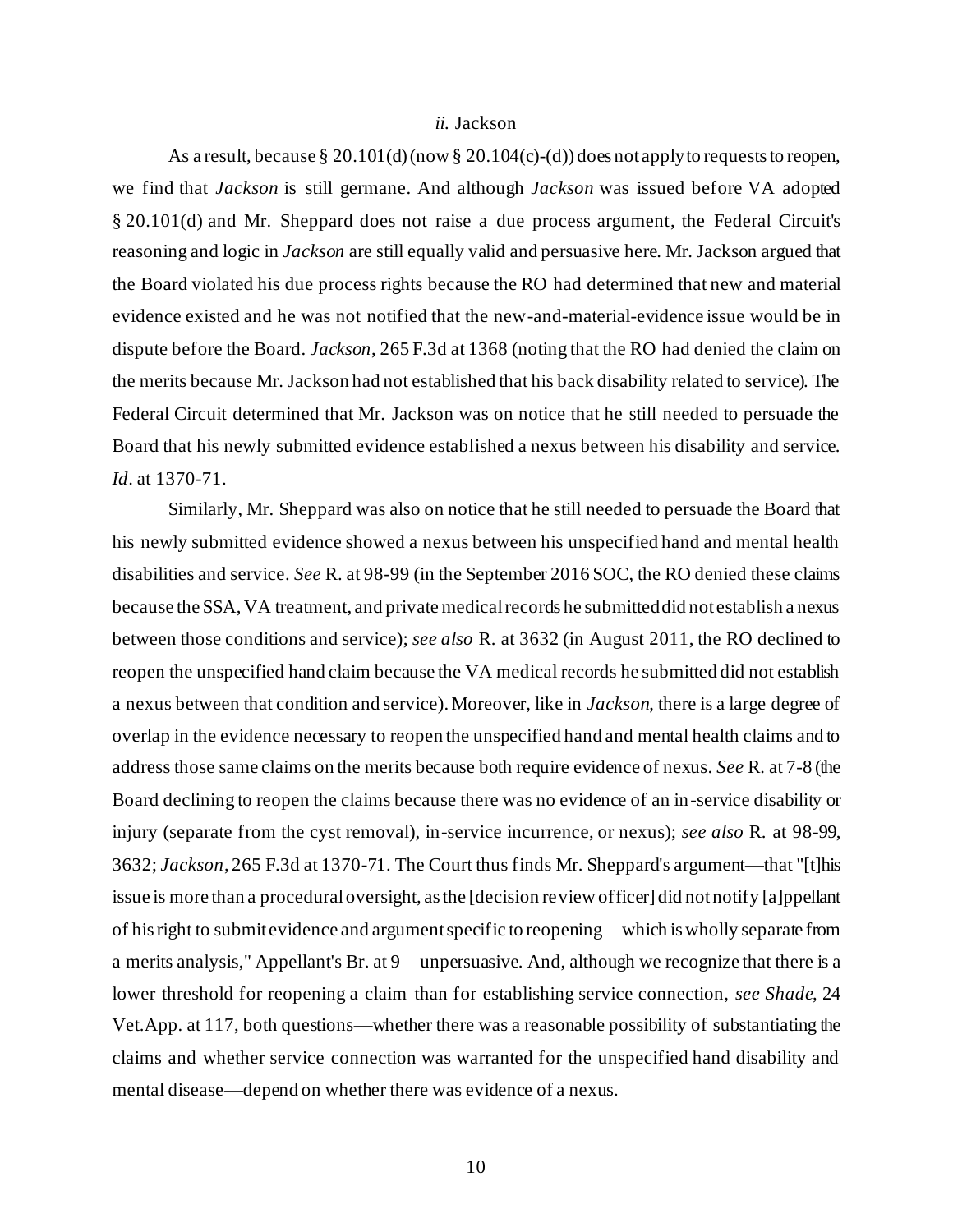### *ii.* Jackson

As a result, because § 20.101(d) (now § 20.104(c)-(d)) does not apply to requests to reopen, we find that *Jackson* is still germane. And although *Jackson* was issued before VA adopted § 20.101(d) and Mr. Sheppard does not raise a due process argument, the Federal Circuit's reasoning and logic in *Jackson* are still equally valid and persuasive here. Mr. Jackson argued that the Board violated his due process rights because the RO had determined that new and material evidence existed and he was not notified that the new-and-material-evidence issue would be in dispute before the Board. *Jackson*, 265 F.3d at 1368 (noting that the RO had denied the claim on the merits because Mr. Jackson had not established that his back disability related to service). The Federal Circuit determined that Mr. Jackson was on notice that he still needed to persuade the Board that his newly submitted evidence established a nexus between his disability and service. *Id*. at 1370-71.

Similarly, Mr. Sheppard was also on notice that he still needed to persuade the Board that his newly submitted evidence showed a nexus between his unspecified hand and mental health disabilities and service. *See* R. at 98-99 (in the September 2016 SOC, the RO denied these claims because the SSA, VA treatment, and private medical records he submitted did not establish a nexus between those conditions and service); *see also* R. at 3632 (in August 2011, the RO declined to reopen the unspecified hand claim because the VA medical records he submitted did not establish a nexus between that condition and service). Moreover, like in *Jackson*, there is a large degree of overlap in the evidence necessary to reopen the unspecified hand and mental health claims and to address those same claims on the merits because both require evidence of nexus. *See* R. at 7-8 (the Board declining to reopen the claims because there was no evidence of an in-service disability or injury (separate from the cyst removal), in-service incurrence, or nexus); *see also* R. at 98-99, 3632; *Jackson*, 265 F.3d at 1370-71. The Court thus finds Mr. Sheppard's argument—that "[t]his issue is more than a procedural oversight, as the [decision review officer] did not notify [a]ppellant of his right to submit evidence and argument specific to reopening—which is wholly separate from a merits analysis," Appellant's Br. at 9—unpersuasive. And, although we recognize that there is a lower threshold for reopening a claim than for establishing service connection, *see Shade*, 24 Vet.App. at 117, both questions—whether there was a reasonable possibility of substantiating the claims and whether service connection was warranted for the unspecified hand disability and mental disease—depend on whether there was evidence of a nexus.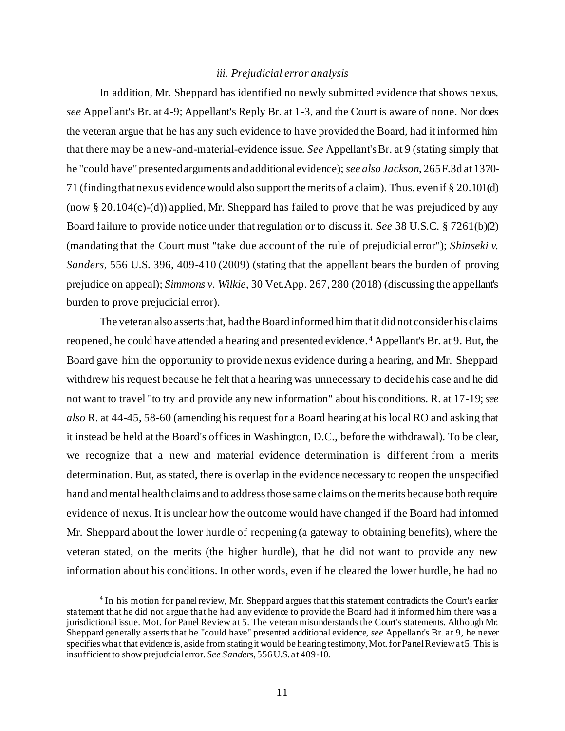*iii. Prejudicial error analysis*

In addition, Mr. Sheppard has identified no newly submitted evidence that shows nexus, *see* Appellant's Br. at 4-9; Appellant's Reply Br. at 1-3, and the Court is aware of none. Nor does the veteran argue that he has any such evidence to have provided the Board, had it informed him that there may be a new-and-material-evidence issue. *See* Appellant's Br. at 9 (stating simply that he "could have" presented arguments and additional evidence); *see also Jackson*, 265 F.3d at 1370-71 (finding that nexus evidence would also support the merits of a claim). Thus, even if § 20.101(d) (now § 20.104(c)-(d)) applied, Mr. Sheppard has failed to prove that he was prejudiced by any Board failure to provide notice under that regulation or to discuss it. *See* 38 U.S.C. § 7261(b)(2) (mandating that the Court must "take due account of the rule of prejudicial error"); *Shinseki v. Sanders*, 556 U.S. 396, 409-410 (2009) (stating that the appellant bears the burden of proving prejudice on appeal); *Simmons v. Wilkie*, 30 Vet.App. 267, 280 (2018) (discussing the appellant's burden to prove prejudicial error).

The veteran also asserts that, had the Board informed him that it did not consider his claims reopened, he could have attended a hearing and presented evidence.[4] Appellant's Br. at 9. But, the Board gave him the opportunity to provide nexus evidence during a hearing, and Mr. Sheppard withdrew his request because he felt that a hearing was unnecessary to decide his case and he did not want to travel "to try and provide any new information" about his conditions. R. at 17-19; *see also* R. at 44-45, 58-60 (amending his request for a Board hearing at his local RO and asking that it instead be held at the Board's offices in Washington, D.C., before the withdrawal). To be clear, we recognize that a new and material evidence determination is different from a merits determination. But, as stated, there is overlap in the evidence necessary to reopen the unspecified hand and mental health claims and to address those same claims on the merits because both require evidence of nexus. It is unclear how the outcome would have changed if the Board had informed Mr. Sheppard about the lower hurdle of reopening (a gateway to obtaining benefits), where the veteran stated, on the merits (the higher hurdle), that he did not want to provide any new information about his conditions. In other words, even if he cleared the lower hurdle, he had no

[4] In his motion for panel review, Mr. Sheppard argues that this statement contradicts the Court's earlier statement that he did not argue that he had any evidence to provide the Board had it informed him there was a jurisdictional issue. Mot. for Panel Review at 5. The veteran misunderstands the Court's statements. Although Mr. Sheppard generally asserts that he "could have" presented additional evidence, *see* Appellant's Br. at 9, he never specifies what that evidence is, aside from stating it would be hearing testimony, Mot. for Panel Review at 5. This is insufficient to show prejudicial error. *See Sanders*, 556 U.S. at 409-10.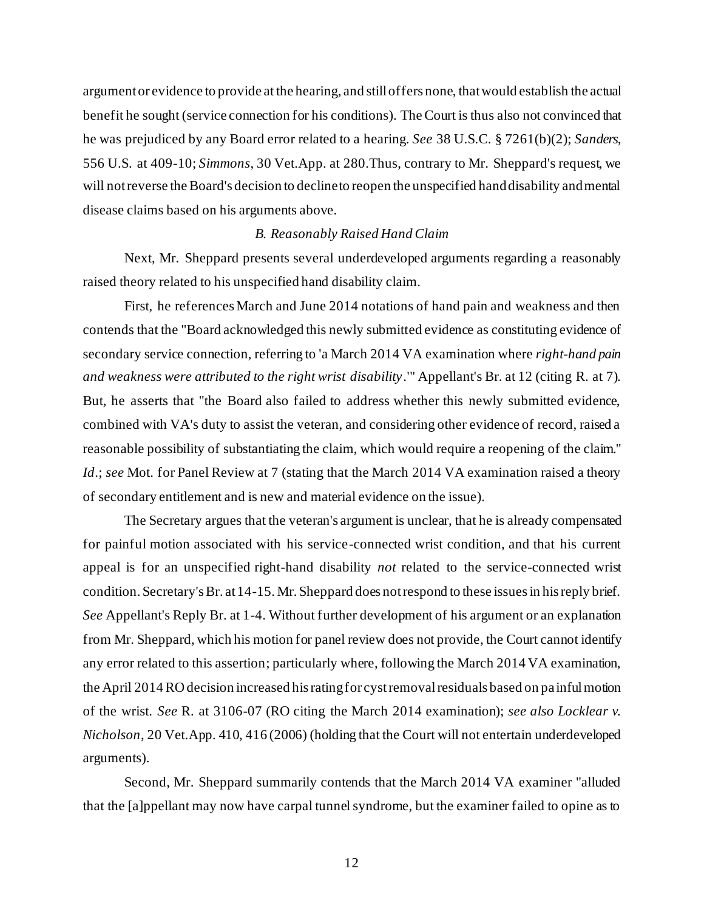argument or evidence to provide at the hearing, and still offers none, that would establish the actual benefit he sought (service connection for his conditions). The Court is thus also not convinced that he was prejudiced by any Board error related to a hearing. *See* 38 U.S.C. § 7261(b)(2); *Sanders*, 556 U.S. at 409-10; *Simmons*, 30 Vet.App. at 280.Thus, contrary to Mr. Sheppard's request, we will not reverse the Board's decision to decline to reopen the unspecified hand disability and mental disease claims based on his arguments above.

### *B. Reasonably Raised Hand Claim*

Next, Mr. Sheppard presents several underdeveloped arguments regarding a reasonably raised theory related to his unspecified hand disability claim.

First, he references March and June 2014 notations of hand pain and weakness and then contends that the "Board acknowledged this newly submitted evidence as constituting evidence of secondary service connection, referring to 'a March 2014 VA examination where *right-hand pain and weakness were attributed to the right wrist disability*.'" Appellant's Br. at 12 (citing R. at 7). But, he asserts that "the Board also failed to address whether this newly submitted evidence, combined with VA's duty to assist the veteran, and considering other evidence of record, raised a reasonable possibility of substantiating the claim, which would require a reopening of the claim." *Id*.; *see* Mot. for Panel Review at 7 (stating that the March 2014 VA examination raised a theory of secondary entitlement and is new and material evidence on the issue).

The Secretary argues that the veteran's argument is unclear, that he is already compensated for painful motion associated with his service-connected wrist condition, and that his current appeal is for an unspecified right-hand disability *not* related to the service-connected wrist condition. Secretary's Br. at 14-15. Mr. Sheppard does not respond to these issues in his reply brief. *See* Appellant's Reply Br. at 1-4. Without further development of his argument or an explanation from Mr. Sheppard, which his motion for panel review does not provide, the Court cannot identify any error related to this assertion; particularly where, following the March 2014 VA examination, the April 2014 RO decision increased his rating for cyst removal residuals based on painful motion of the wrist. *See* R. at 3106-07 (RO citing the March 2014 examination); *see also Locklear v. Nicholson*, 20 Vet.App. 410, 416 (2006) (holding that the Court will not entertain underdeveloped arguments).

Second, Mr. Sheppard summarily contends that the March 2014 VA examiner "alluded that the [a]ppellant may now have carpal tunnel syndrome, but the examiner failed to opine as to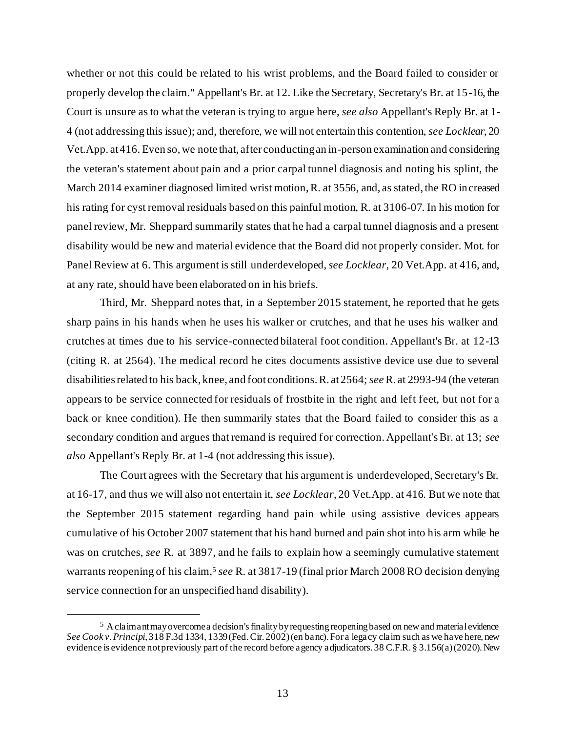whether or not this could be related to his wrist problems, and the Board failed to consider or properly develop the claim." Appellant's Br. at 12. Like the Secretary, Secretary's Br. at 15-16, the Court is unsure as to what the veteran is trying to argue here, *see also* Appellant's Reply Br. at 1-4 (not addressing this issue); and, therefore, we will not entertain this contention, *see Locklear*, 20 Vet.App. at 416. Even so, we note that, after conducting an in-person examination and considering the veteran's statement about pain and a prior carpal tunnel diagnosis and noting his splint, the March 2014 examiner diagnosed limited wrist motion, R. at 3556, and, as stated, the RO increased his rating for cyst removal residuals based on this painful motion, R. at 3106-07. In his motion for panel review, Mr. Sheppard summarily states that he had a carpal tunnel diagnosis and a present disability would be new and material evidence that the Board did not properly consider. Mot. for Panel Review at 6. This argument is still underdeveloped, *see Locklear*, 20 Vet.App. at 416, and, at any rate, should have been elaborated on in his briefs.

Third, Mr. Sheppard notes that, in a September 2015 statement, he reported that he gets sharp pains in his hands when he uses his walker or crutches, and that he uses his walker and crutches at times due to his service-connected bilateral foot condition. Appellant's Br. at 12-13 (citing R. at 2564). The medical record he cites documents assistive device use due to several disabilities related to his back, knee, and foot conditions. R. at 2564; *see* R. at 2993-94 (the veteran appears to be service connected for residuals of frostbite in the right and left feet, but not for a back or knee condition). He then summarily states that the Board failed to consider this as a secondary condition and argues that remand is required for correction. Appellant's Br. at 13; *see also* Appellant's Reply Br. at 1-4 (not addressing this issue).

The Court agrees with the Secretary that his argument is underdeveloped, Secretary's Br. at 16-17, and thus we will also not entertain it, *see Locklear*, 20 Vet.App. at 416. But we note that the September 2015 statement regarding hand pain while using assistive devices appears cumulative of his October 2007 statement that his hand burned and pain shot into his arm while he was on crutches, *see* R. at 3897, and he fails to explain how a seemingly cumulative statement warrants reopening of his claim,[5] *see* R. at 3817-19 (final prior March 2008 RO decision denying service connection for an unspecified hand disability).

---

[5] A claimant may overcome a decision's finality by requesting reopening based on new and material evidence *See Cook v. Principi*, 318 F.3d 1334, 1339 (Fed. Cir. 2002) (en banc). For a legacy claim such as we have here, new evidence is evidence not previously part of the record before agency adjudicators. 38 C.F.R. § 3.156(a) (2020). New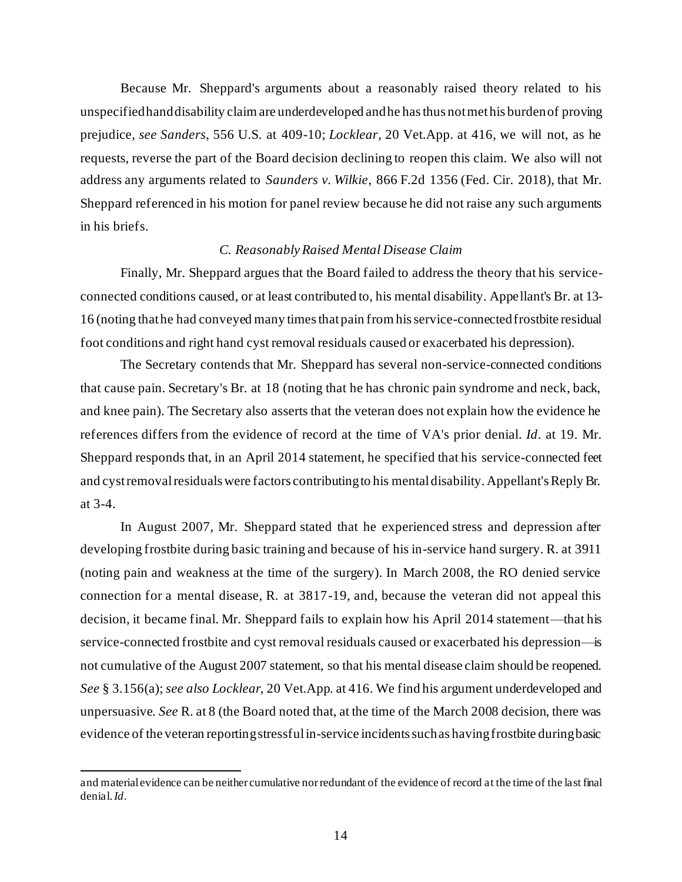Because Mr. Sheppard's arguments about a reasonably raised theory related to his unspecified hand disability claim are underdeveloped and he has thus not met his burden of proving prejudice, *see Sanders*, 556 U.S. at 409-10; *Locklear*, 20 Vet.App. at 416, we will not, as he requests, reverse the part of the Board decision declining to reopen this claim. We also will not address any arguments related to *Saunders v. Wilkie*, 866 F.2d 1356 (Fed. Cir. 2018), that Mr. Sheppard referenced in his motion for panel review because he did not raise any such arguments in his briefs.

*C. Reasonably Raised Mental Disease Claim*

Finally, Mr. Sheppard argues that the Board failed to address the theory that his service-connected conditions caused, or at least contributed to, his mental disability. Appellant's Br. at 13-16 (noting that he had conveyed many times that pain from his service-connected frostbite residual foot conditions and right hand cyst removal residuals caused or exacerbated his depression).

The Secretary contends that Mr. Sheppard has several non-service-connected conditions that cause pain. Secretary's Br. at 18 (noting that he has chronic pain syndrome and neck, back, and knee pain). The Secretary also asserts that the veteran does not explain how the evidence he references differs from the evidence of record at the time of VA's prior denial. *Id*. at 19. Mr. Sheppard responds that, in an April 2014 statement, he specified that his service-connected feet and cyst removal residuals were factors contributing to his mental disability. Appellant's Reply Br. at 3-4.

In August 2007, Mr. Sheppard stated that he experienced stress and depression after developing frostbite during basic training and because of his in-service hand surgery. R. at 3911 (noting pain and weakness at the time of the surgery). In March 2008, the RO denied service connection for a mental disease, R. at 3817-19, and, because the veteran did not appeal this decision, it became final. Mr. Sheppard fails to explain how his April 2014 statement—that his service-connected frostbite and cyst removal residuals caused or exacerbated his depression—is not cumulative of the August 2007 statement, so that his mental disease claim should be reopened. *See* § 3.156(a); *see also Locklear*, 20 Vet.App. at 416. We find his argument underdeveloped and unpersuasive. *See* R. at 8 (the Board noted that, at the time of the March 2008 decision, there was evidence of the veteran reporting stressful in-service incidents such as having frostbite during basic

---

and material evidence can be neither cumulative nor redundant of the evidence of record at the time of the last final denial. *Id*.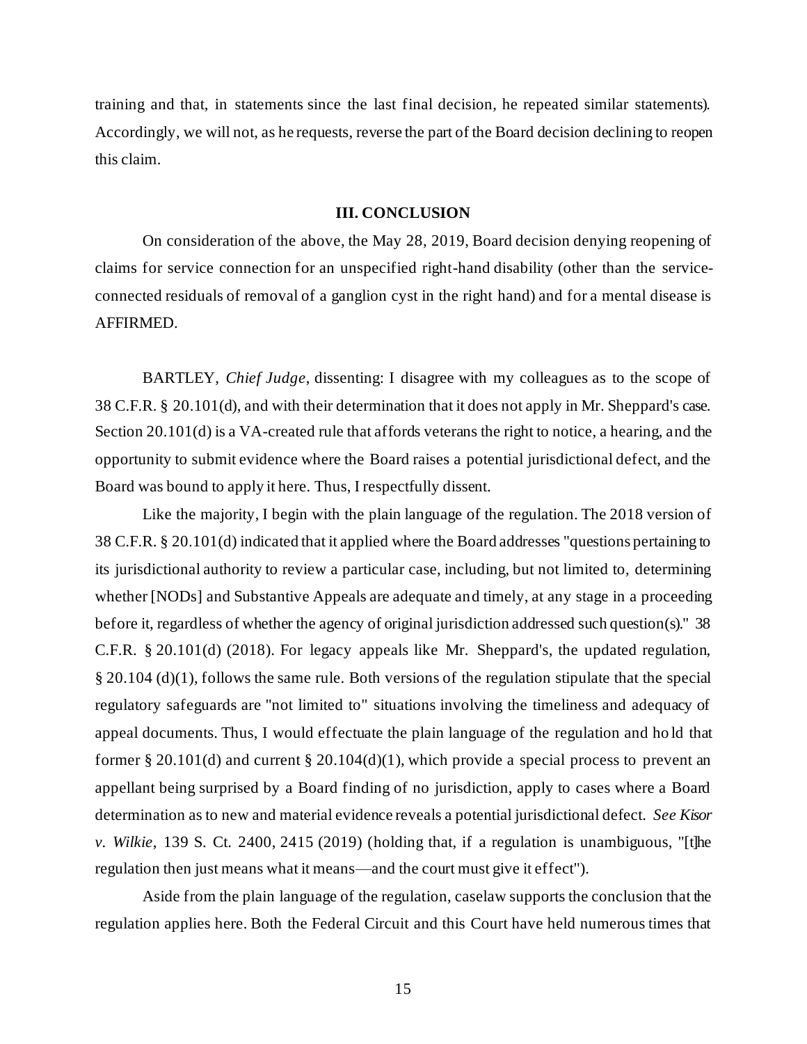training and that, in statements since the last final decision, he repeated similar statements). Accordingly, we will not, as he requests, reverse the part of the Board decision declining to reopen this claim.

### III. CONCLUSION

On consideration of the above, the May 28, 2019, Board decision denying reopening of claims for service connection for an unspecified right-hand disability (other than the service-connected residuals of removal of a ganglion cyst in the right hand) and for a mental disease is AFFIRMED.

BARTLEY, *Chief Judge*, dissenting: I disagree with my colleagues as to the scope of 38 C.F.R. § 20.101(d), and with their determination that it does not apply in Mr. Sheppard's case. Section 20.101(d) is a VA-created rule that affords veterans the right to notice, a hearing, and the opportunity to submit evidence where the Board raises a potential jurisdictional defect, and the Board was bound to apply it here. Thus, I respectfully dissent.

Like the majority, I begin with the plain language of the regulation. The 2018 version of 38 C.F.R. § 20.101(d) indicated that it applied where the Board addresses "questions pertaining to its jurisdictional authority to review a particular case, including, but not limited to, determining whether [NODs] and Substantive Appeals are adequate and timely, at any stage in a proceeding before it, regardless of whether the agency of original jurisdiction addressed such question(s)." 38 C.F.R. § 20.101(d) (2018). For legacy appeals like Mr. Sheppard's, the updated regulation, § 20.104 (d)(1), follows the same rule. Both versions of the regulation stipulate that the special regulatory safeguards are "not limited to" situations involving the timeliness and adequacy of appeal documents. Thus, I would effectuate the plain language of the regulation and hold that former § 20.101(d) and current § 20.104(d)(1), which provide a special process to prevent an appellant being surprised by a Board finding of no jurisdiction, apply to cases where a Board determination as to new and material evidence reveals a potential jurisdictional defect. *See Kisor v. Wilkie*, 139 S. Ct. 2400, 2415 (2019) (holding that, if a regulation is unambiguous, "[t]he regulation then just means what it means—and the court must give it effect").

Aside from the plain language of the regulation, caselaw supports the conclusion that the regulation applies here. Both the Federal Circuit and this Court have held numerous times that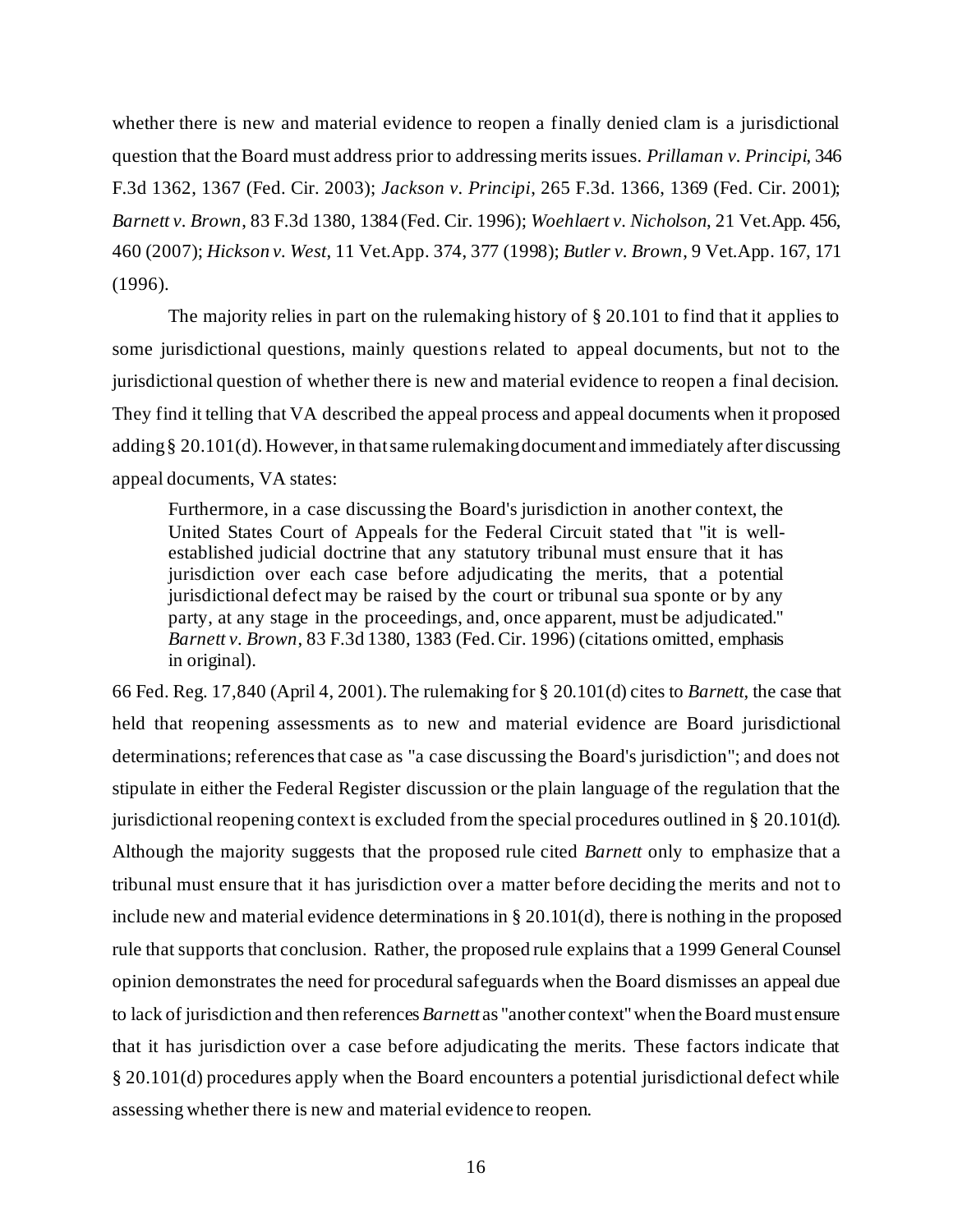whether there is new and material evidence to reopen a finally denied clam is a jurisdictional question that the Board must address prior to addressing merits issues. *Prillaman v. Principi*, 346 F.3d 1362, 1367 (Fed. Cir. 2003); *Jackson v. Principi*, 265 F.3d. 1366, 1369 (Fed. Cir. 2001); *Barnett v. Brown*, 83 F.3d 1380, 1384 (Fed. Cir. 1996); *Woehlaert v. Nicholson*, 21 Vet.App. 456, 460 (2007); *Hickson v. West*, 11 Vet.App. 374, 377 (1998); *Butler v. Brown*, 9 Vet.App. 167, 171 (1996).

The majority relies in part on the rulemaking history of § 20.101 to find that it applies to some jurisdictional questions, mainly questions related to appeal documents, but not to the jurisdictional question of whether there is new and material evidence to reopen a final decision. They find it telling that VA described the appeal process and appeal documents when it proposed adding § 20.101(d). However, in that same rulemaking document and immediately after discussing appeal documents, VA states:

> Furthermore, in a case discussing the Board's jurisdiction in another context, the United States Court of Appeals for the Federal Circuit stated that "it is well-established judicial doctrine that any statutory tribunal must ensure that it has jurisdiction over each case before adjudicating the merits, that a potential jurisdictional defect may be raised by the court or tribunal sua sponte or by any party, at any stage in the proceedings, and, once apparent, must be adjudicated." *Barnett v. Brown*, 83 F.3d 1380, 1383 (Fed. Cir. 1996) (citations omitted, emphasis in original).

66 Fed. Reg. 17,840 (April 4, 2001). The rulemaking for § 20.101(d) cites to *Barnett*, the case that held that reopening assessments as to new and material evidence are Board jurisdictional determinations; references that case as "a case discussing the Board's jurisdiction"; and does not stipulate in either the Federal Register discussion or the plain language of the regulation that the jurisdictional reopening context is excluded from the special procedures outlined in § 20.101(d). Although the majority suggests that the proposed rule cited *Barnett* only to emphasize that a tribunal must ensure that it has jurisdiction over a matter before deciding the merits and not to include new and material evidence determinations in § 20.101(d), there is nothing in the proposed rule that supports that conclusion. Rather, the proposed rule explains that a 1999 General Counsel opinion demonstrates the need for procedural safeguards when the Board dismisses an appeal due to lack of jurisdiction and then references *Barnett* as "another context" when the Board must ensure that it has jurisdiction over a case before adjudicating the merits. These factors indicate that § 20.101(d) procedures apply when the Board encounters a potential jurisdictional defect while assessing whether there is new and material evidence to reopen.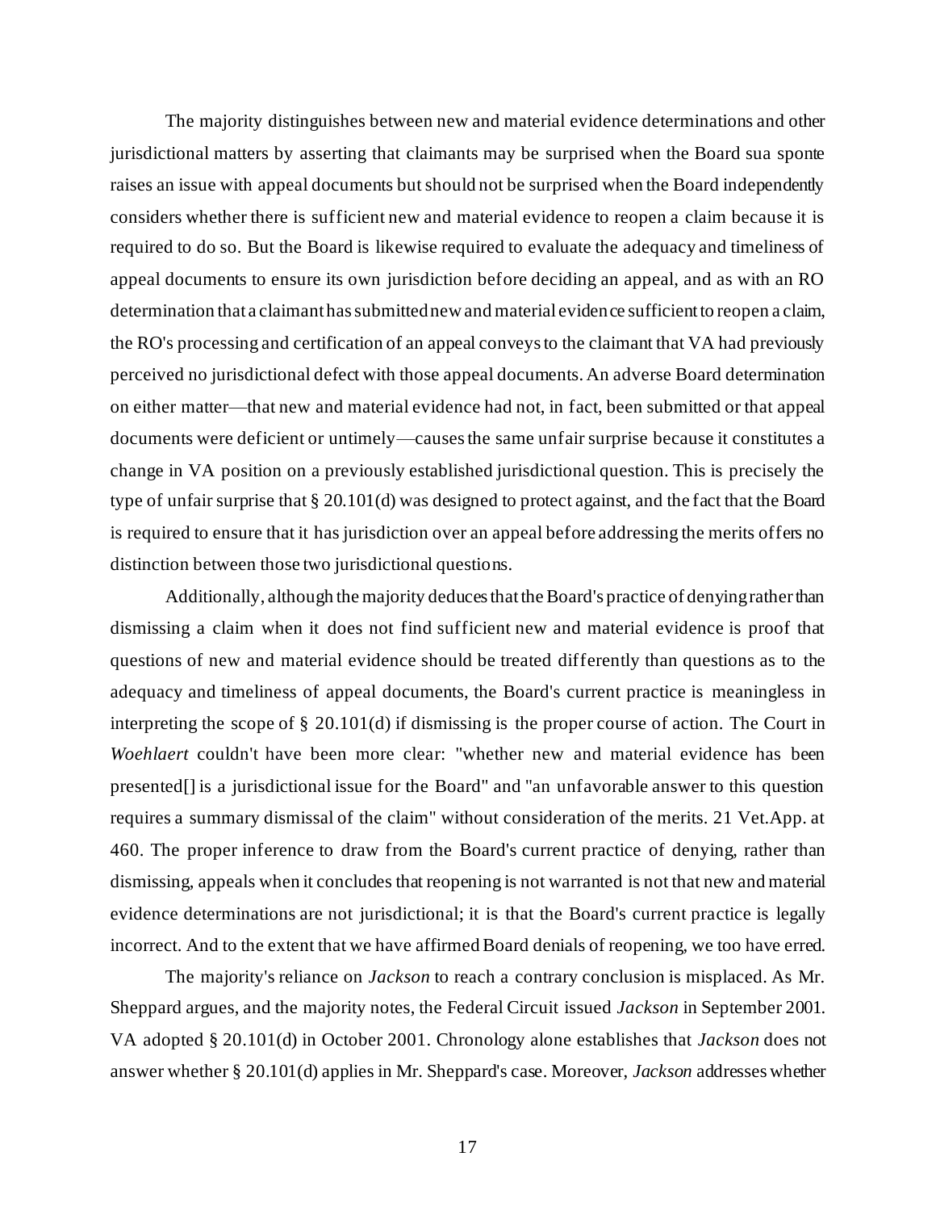The majority distinguishes between new and material evidence determinations and other jurisdictional matters by asserting that claimants may be surprised when the Board sua sponte raises an issue with appeal documents but should not be surprised when the Board independently considers whether there is sufficient new and material evidence to reopen a claim because it is required to do so. But the Board is likewise required to evaluate the adequacy and timeliness of appeal documents to ensure its own jurisdiction before deciding an appeal, and as with an RO determination that a claimant has submitted new and material evidence sufficient to reopen a claim, the RO's processing and certification of an appeal conveys to the claimant that VA had previously perceived no jurisdictional defect with those appeal documents. An adverse Board determination on either matter—that new and material evidence had not, in fact, been submitted or that appeal documents were deficient or untimely—causes the same unfair surprise because it constitutes a change in VA position on a previously established jurisdictional question. This is precisely the type of unfair surprise that § 20.101(d) was designed to protect against, and the fact that the Board is required to ensure that it has jurisdiction over an appeal before addressing the merits offers no distinction between those two jurisdictional questions.

Additionally, although the majority deduces that the Board's practice of denying rather than dismissing a claim when it does not find sufficient new and material evidence is proof that questions of new and material evidence should be treated differently than questions as to the adequacy and timeliness of appeal documents, the Board's current practice is meaningless in interpreting the scope of § 20.101(d) if dismissing is the proper course of action. The Court in *Woehlaert* couldn't have been more clear: "whether new and material evidence has been presented[] is a jurisdictional issue for the Board" and "an unfavorable answer to this question requires a summary dismissal of the claim" without consideration of the merits. 21 Vet.App. at 460. The proper inference to draw from the Board's current practice of denying, rather than dismissing, appeals when it concludes that reopening is not warranted is not that new and material evidence determinations are not jurisdictional; it is that the Board's current practice is legally incorrect. And to the extent that we have affirmed Board denials of reopening, we too have erred.

The majority's reliance on *Jackson* to reach a contrary conclusion is misplaced. As Mr. Sheppard argues, and the majority notes, the Federal Circuit issued *Jackson* in September 2001. VA adopted § 20.101(d) in October 2001. Chronology alone establishes that *Jackson* does not answer whether § 20.101(d) applies in Mr. Sheppard's case. Moreover, *Jackson* addresses whether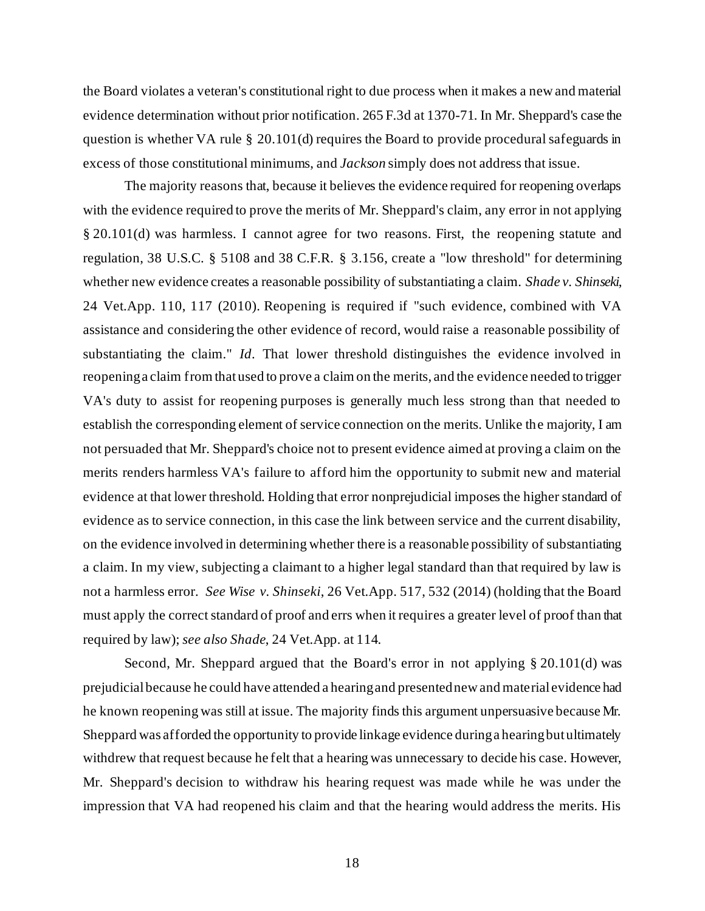the Board violates a veteran's constitutional right to due process when it makes a new and material evidence determination without prior notification. 265 F.3d at 1370-71. In Mr. Sheppard's case the question is whether VA rule § 20.101(d) requires the Board to provide procedural safeguards in excess of those constitutional minimums, and *Jackson* simply does not address that issue.

The majority reasons that, because it believes the evidence required for reopening overlaps with the evidence required to prove the merits of Mr. Sheppard's claim, any error in not applying § 20.101(d) was harmless. I cannot agree for two reasons. First, the reopening statute and regulation, 38 U.S.C. § 5108 and 38 C.F.R. § 3.156, create a "low threshold" for determining whether new evidence creates a reasonable possibility of substantiating a claim. *Shade v. Shinseki*, 24 Vet.App. 110, 117 (2010). Reopening is required if "such evidence, combined with VA assistance and considering the other evidence of record, would raise a reasonable possibility of substantiating the claim." *Id*. That lower threshold distinguishes the evidence involved in reopening a claim from that used to prove a claim on the merits, and the evidence needed to trigger VA's duty to assist for reopening purposes is generally much less strong than that needed to establish the corresponding element of service connection on the merits. Unlike the majority, I am not persuaded that Mr. Sheppard's choice not to present evidence aimed at proving a claim on the merits renders harmless VA's failure to afford him the opportunity to submit new and material evidence at that lower threshold. Holding that error nonprejudicial imposes the higher standard of evidence as to service connection, in this case the link between service and the current disability, on the evidence involved in determining whether there is a reasonable possibility of substantiating a claim. In my view, subjecting a claimant to a higher legal standard than that required by law is not a harmless error. *See Wise v. Shinseki*, 26 Vet.App. 517, 532 (2014) (holding that the Board must apply the correct standard of proof and errs when it requires a greater level of proof than that required by law); *see also Shade*, 24 Vet.App. at 114.

Second, Mr. Sheppard argued that the Board's error in not applying § 20.101(d) was prejudicial because he could have attended a hearing and presented new and material evidence had he known reopening was still at issue. The majority finds this argument unpersuasive because Mr. Sheppard was afforded the opportunity to provide linkage evidence during a hearing but ultimately withdrew that request because he felt that a hearing was unnecessary to decide his case. However, Mr. Sheppard's decision to withdraw his hearing request was made while he was under the impression that VA had reopened his claim and that the hearing would address the merits. His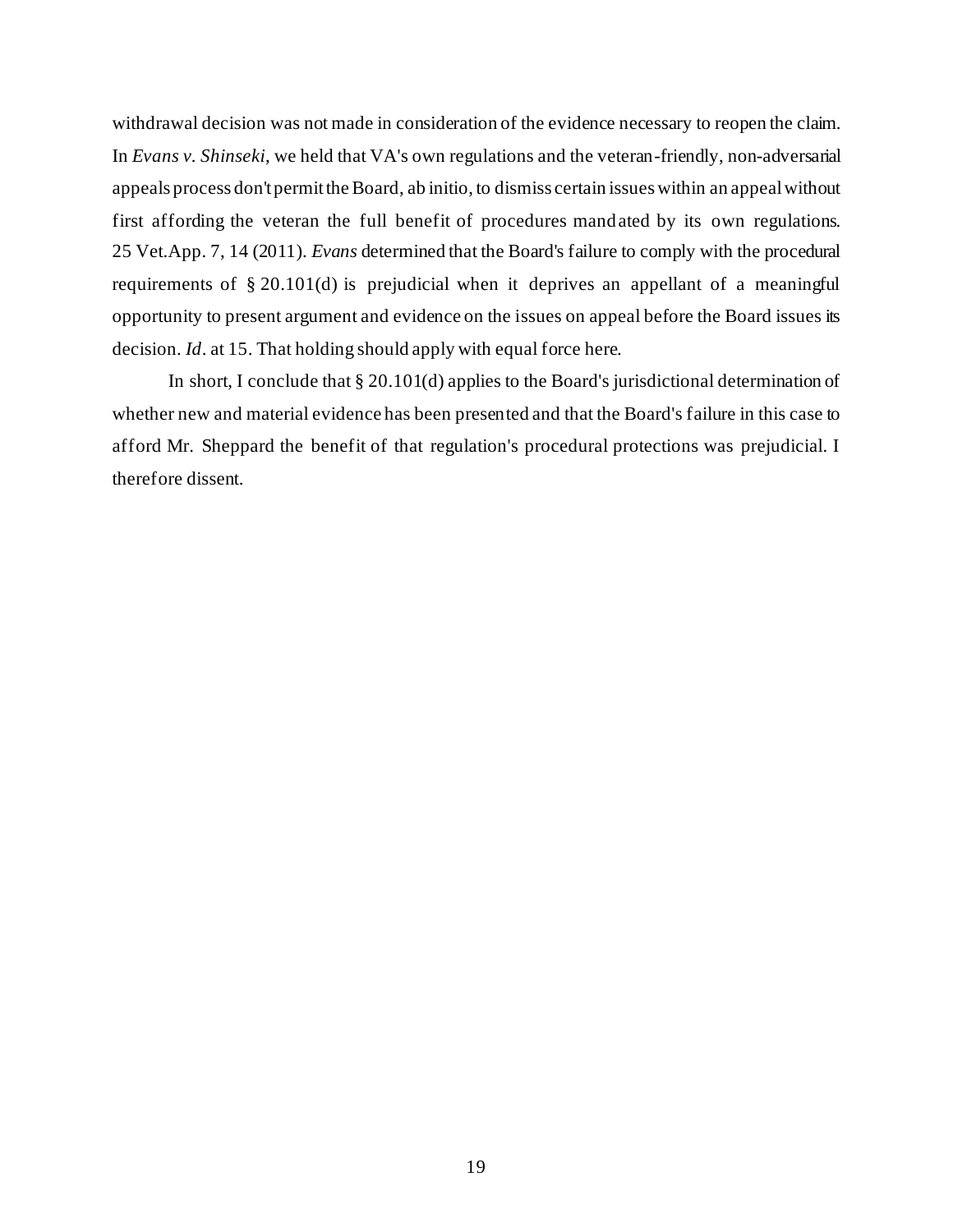withdrawal decision was not made in consideration of the evidence necessary to reopen the claim. In *Evans v. Shinseki*, we held that VA's own regulations and the veteran-friendly, non-adversarial appeals process don't permit the Board, ab initio, to dismiss certain issues within an appeal without first affording the veteran the full benefit of procedures mandated by its own regulations. 25 Vet.App. 7, 14 (2011). *Evans* determined that the Board's failure to comply with the procedural requirements of § 20.101(d) is prejudicial when it deprives an appellant of a meaningful opportunity to present argument and evidence on the issues on appeal before the Board issues its decision. *Id*. at 15. That holding should apply with equal force here.

In short, I conclude that § 20.101(d) applies to the Board's jurisdictional determination of whether new and material evidence has been presented and that the Board's failure in this case to afford Mr. Sheppard the benefit of that regulation's procedural protections was prejudicial. I therefore dissent.